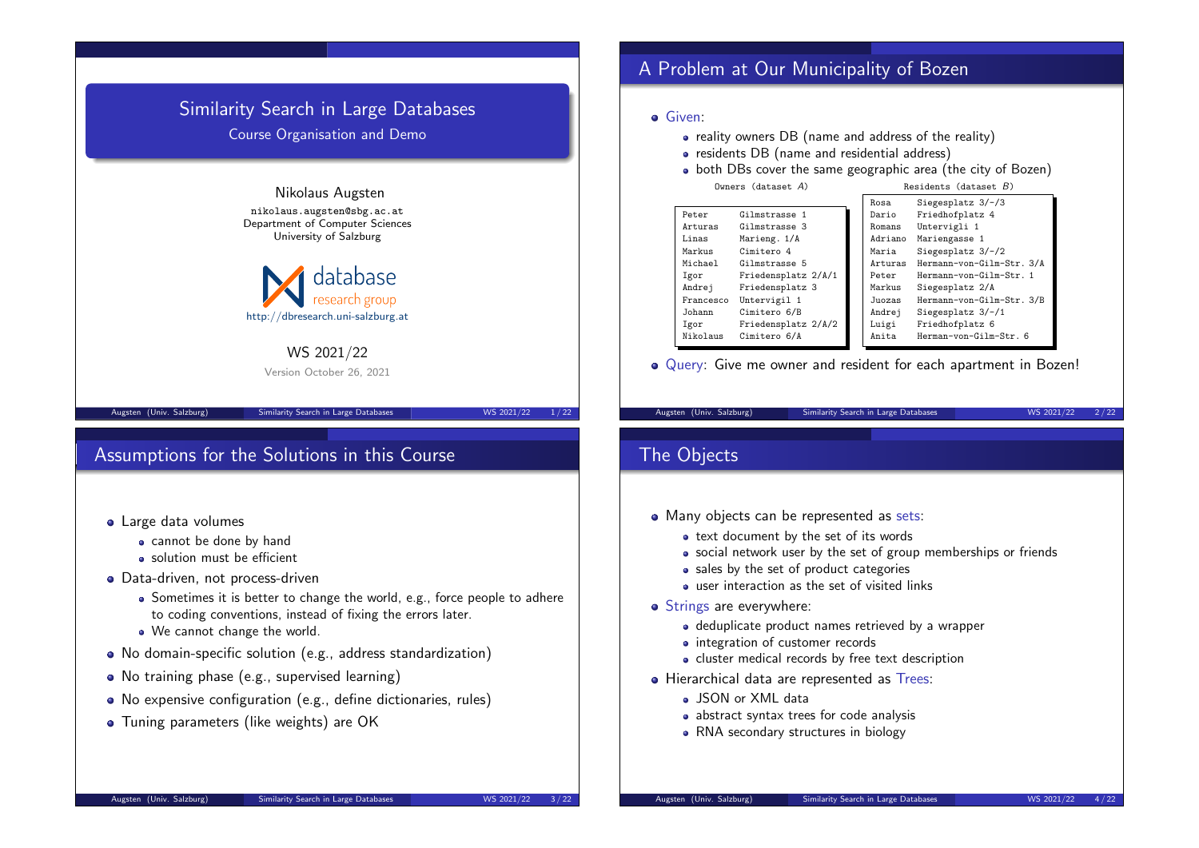# Similarity Search in Large Databases

## Course Organisation and Demo

Nikolaus Augsten

nikolaus.augsten@sbg.ac.at
Department of Computer Sciences
University of Salzburg

database research group
http://dbresearch.uni-salzburg.at

WS 2021/22

Version October 26, 2021

## A Problem at Our Municipality of Bozen

- Given:
  - reality owners DB (name and address of the reality)
  - residents DB (name and residential address)
  - both DBs cover the same geographic area (the city of Bozen)

Owners (dataset $A$)

| | |
|---|---|
| Peter | Gilmstrasse 1 |
| Arturas | Gilmstrasse 3 |
| Linas | Marieng. 1/A |
| Markus | Cimitero 4 |
| Michael | Gilmstrasse 5 |
| Igor | Friedensplatz 2/A/1 |
| Andrej | Friedensplatz 3 |
| Francesco | Untervigil 1 |
| Johann | Cimitero 6/B |
| Igor | Friedensplatz 2/A/2 |
| Nikolaus | Cimitero 6/A |

Residents (dataset $B$)

| | |
|---|---|
| Rosa | Siegesplatz 3/-/3 |
| Dario | Friedhofplatz 4 |
| Romans | Untervigli 1 |
| Adriano | Mariengasse 1 |
| Maria | Siegesplatz 3/-/2 |
| Arturas | Hermann-von-Gilm-Str. 3/A |
| Peter | Hermann-von-Gilm-Str. 1 |
| Markus | Siegesplatz 2/A |
| Juozas | Hermann-von-Gilm-Str. 3/B |
| Andrej | Siegesplatz 3/-/1 |
| Luigi | Friedhofplatz 6 |
| Anita | Herman-von-Gilm-Str. 6 |

- Query: Give me owner and resident for each apartment in Bozen!

## Assumptions for the Solutions in this Course

- Large data volumes
  - cannot be done by hand
  - solution must be efficient
- Data-driven, not process-driven
  - Sometimes it is better to change the world, e.g., force people to adhere to coding conventions, instead of fixing the errors later.
  - We cannot change the world.
- No domain-specific solution (e.g., address standardization)
- No training phase (e.g., supervised learning)
- No expensive configuration (e.g., define dictionaries, rules)
- Tuning parameters (like weights) are OK

## The Objects

- Many objects can be represented as sets:
  - text document by the set of its words
  - social network user by the set of group memberships or friends
  - sales by the set of product categories
  - user interaction as the set of visited links
- Strings are everywhere:
  - deduplicate product names retrieved by a wrapper
  - integration of customer records
  - cluster medical records by free text description
- Hierarchical data are represented as Trees:
  - JSON or XML data
  - abstract syntax trees for code analysis
  - RNA secondary structures in biology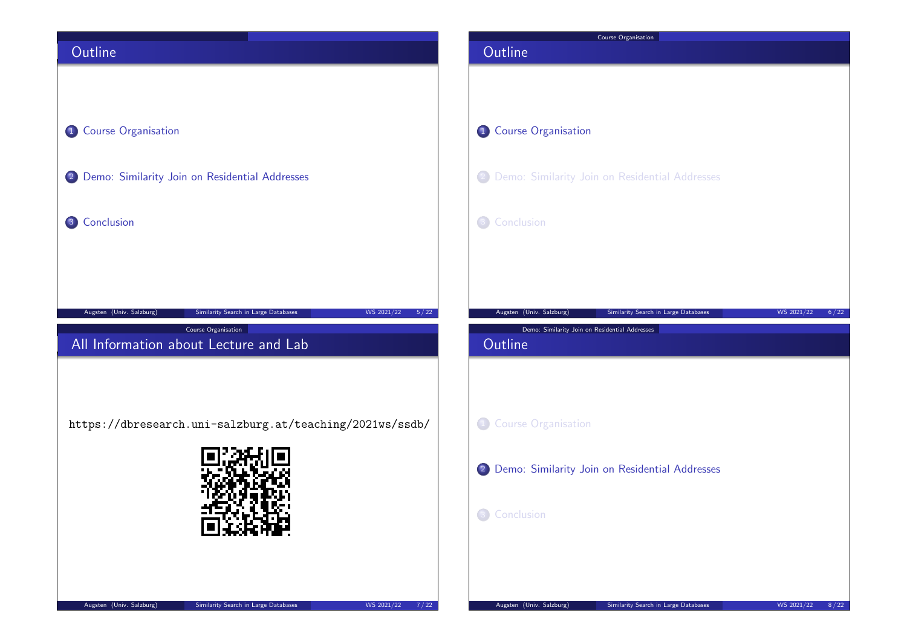## Outline

1. Course Organisation
2. Demo: Similarity Join on Residential Addresses
3. Conclusion

## Outline

1. Course Organisation
2. Demo: Similarity Join on Residential Addresses
3. Conclusion

## All Information about Lecture and Lab

https://dbresearch.uni-salzburg.at/teaching/2021ws/ssdb/

## Outline

1. Course Organisation
2. Demo: Similarity Join on Residential Addresses
3. Conclusion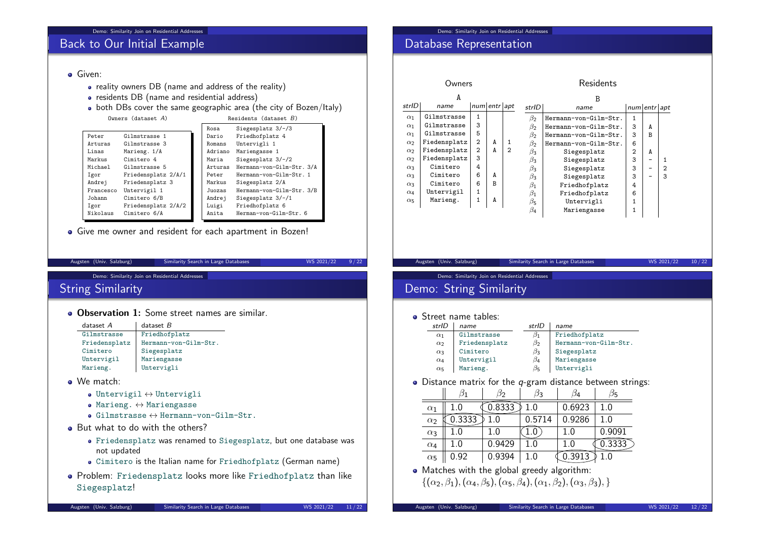## Back to Our Initial Example

- Given:
  - reality owners DB (name and address of the reality)
  - residents DB (name and residential address)
  - both DBs cover the same geographic area (the city of Bozen/Italy)

Owners (dataset $A$)

| | |
|---|---|
| Peter | Gilmstrasse 1 |
| Arturas | Gilmstrasse 3 |
| Linas | Marieng. 1/A |
| Markus | Cimitero 4 |
| Michael | Gilmstrasse 5 |
| Igor | Friedensplatz 2/A/1 |
| Andrej | Friedensplatz 3 |
| Francesco | Untervigil 1 |
| Johann | Cimitero 6/B |
| Igor | Friedensplatz 2/A/2 |
| Nikolaus | Cimitero 6/A |

Residents (dataset $B$)

| | |
|---|---|
| Rosa | Siegesplatz 3/-/3 |
| Dario | Friedhofplatz 4 |
| Romans | Untervigli 1 |
| Adriano | Mariengasse 1 |
| Maria | Siegesplatz 3/-/2 |
| Arturas | Hermann-von-Gilm-Str. 3/A |
| Peter | Hermann-von-Gilm-Str. 1 |
| Markus | Siegesplatz 2/A |
| Juozas | Hermann-von-Gilm-Str. 3/B |
| Andrej | Siegesplatz 3/-/1 |
| Luigi | Friedhofplatz 6 |
| Anita | Herman-von-Gilm-Str. 6 |

- Give me owner and resident for each apartment in Bozen!

## Database Representation

Owners

A

| *strID* | *name* | *num* | *entr* | *apt* |
|---|---|---|---|---|
| $\alpha_1$ | Gilmstrasse | 1 | | |
| $\alpha_1$ | Gilmstrasse | 3 | | |
| $\alpha_1$ | Gilmstrasse | 5 | | |
| $\alpha_2$ | Fiedensplatz | 2 | A | 1 |
| $\alpha_2$ | Fiedensplatz | 2 | A | 2 |
| $\alpha_2$ | Fiedensplatz | 3 | | |
| $\alpha_3$ | Cimitero | 4 | | |
| $\alpha_3$ | Cimitero | 6 | A | |
| $\alpha_3$ | Cimitero | 6 | B | |
| $\alpha_4$ | Untervigil | 1 | | |
| $\alpha_5$ | Marieng. | 1 | A | |

Residents

B

| *strID* | *name* | *num* | *entr* | *apt* |
|---|---|---|---|---|
| $\beta_2$ | Hermann-von-Gilm-Str. | 1 | | |
| $\beta_2$ | Hermann-von-Gilm-Str. | 3 | A | |
| $\beta_2$ | Hermann-von-Gilm-Str. | 3 | B | |
| $\beta_2$ | Hermann-von-Gilm-Str. | 6 | | |
| $\beta_3$ | Siegesplatz | 2 | A | |
| $\beta_3$ | Siegesplatz | 3 | - | 1 |
| $\beta_3$ | Siegesplatz | 3 | - | 2 |
| $\beta_3$ | Siegesplatz | 3 | - | 3 |
| $\beta_1$ | Friedhofplatz | 4 | | |
| $\beta_1$ | Friedhofplatz | 6 | | |
| $\beta_5$ | Untervigli | 1 | | |
| $\beta_4$ | Mariengasse | 1 | | |

## String Similarity

- **Observation 1:** Some street names are similar.

| dataset $A$ | dataset $B$ |
|---|---|
| Gilmstrasse | Friedhofplatz |
| Friedensplatz | Hermann-von-Gilm-Str. |
| Cimitero | Siegesplatz |
| Untervigil | Mariengasse |
| Marieng. | Untervigli |

- We match:
  - Untervigil ↔ Untervigli
  - Marieng. ↔ Mariengasse
  - Gilmstrasse ↔ Hermann-von-Gilm-Str.
- But what to do with the others?
  - Friedensplatz was renamed to Siegesplatz, but one database was not updated
  - Cimitero is the Italian name for Friedhofplatz (German name)
- Problem: Friedensplatz looks more like Friedhofplatz than like Siegesplatz!

## Demo: String Similarity

- Street name tables:

| *strID* | *name* |
|---|---|
| $\alpha_1$ | Gilmstrasse |
| $\alpha_2$ | Friedensplatz |
| $\alpha_3$ | Cimitero |
| $\alpha_4$ | Untervigil |
| $\alpha_5$ | Marieng. |

| *strID* | *name* |
|---|---|
| $\beta_1$ | Friedhofplatz |
| $\beta_2$ | Hermann-von-Gilm-Str. |
| $\beta_3$ | Siegesplatz |
| $\beta_4$ | Mariengasse |
| $\beta_5$ | Untervigli |

- Distance matrix for the $q$-gram distance between strings:

| | $\beta_1$ | $\beta_2$ | $\beta_3$ | $\beta_4$ | $\beta_5$ |
|---|---|---|---|---|---|
| $\alpha_1$ | 1.0 | 0.8333 | 1.0 | 0.6923 | 1.0 |
| $\alpha_2$ | 0.3333 | 1.0 | 0.5714 | 0.9286 | 1.0 |
| $\alpha_3$ | 1.0 | 1.0 | 1.0 | 1.0 | 0.9091 |
| $\alpha_4$ | 1.0 | 0.9429 | 1.0 | 1.0 | 0.3333 |
| $\alpha_5$ | 0.92 | 0.9394 | 1.0 | 0.3913 | 1.0 |

- Matches with the global greedy algorithm:
  $\{(\alpha_2, \beta_1), (\alpha_4, \beta_5), (\alpha_5, \beta_4), (\alpha_1, \beta_2), (\alpha_3, \beta_3), \}$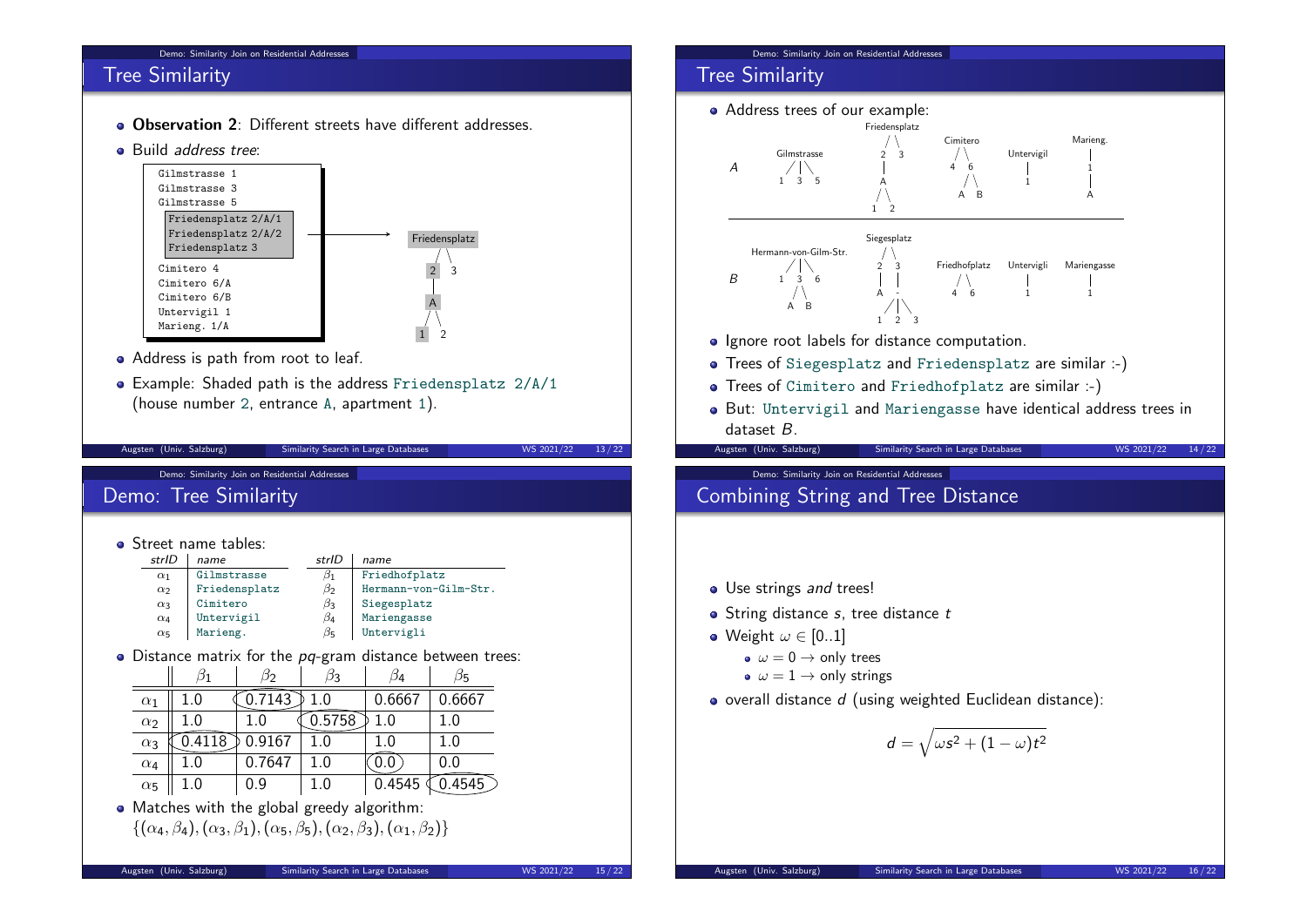## Tree Similarity

- **Observation 2**: Different streets have different addresses.
- Build *address tree*:

```
Gilmstrasse 1
Gilmstrasse 3
Gilmstrasse 5
Friedensplatz 2/A/1
Friedensplatz 2/A/2
Friedensplatz 3
Cimitero 4
Cimitero 6/A
Cimitero 6/B
Untervigil 1
Marieng. 1/A
```

```
Friedensplatz
   /   \
  2     3
  |
  A
 / \
1   2
```

- Address is path from root to leaf.
- Example: Shaded path is the address `Friedensplatz 2/A/1` (house number `2`, entrance `A`, apartment `1`).

## Tree Similarity

- Address trees of our example:

*A*: Gilmstrasse (1, 3, 5); Friedensplatz (2 → A → (1, 2); 3); Cimitero (4; 6 → (A, B)); Untervigil (1); Marieng. (1 → A)

*B*: Hermann-von-Gilm-Str. (1; 3 → (A, B); 6); Siegesplatz (2 → A → (1, 2, 3); 3 → -); Friedhofplatz (4, 6); Untervigli (1); Mariengasse (1)

- Ignore root labels for distance computation.
- Trees of `Siegesplatz` and `Friedensplatz` are similar :-)
- Trees of `Cimitero` and `Friedhofplatz` are similar :-)
- But: `Untervigil` and `Mariengasse` have identical address trees in dataset *B*.

## Demo: Tree Similarity

- Street name tables:

| *strID* | *name* |
|---|---|
| $\alpha_1$ | `Gilmstrasse` |
| $\alpha_2$ | `Friedensplatz` |
| $\alpha_3$ | `Cimitero` |
| $\alpha_4$ | `Untervigil` |
| $\alpha_5$ | `Marieng.` |

| *strID* | *name* |
|---|---|
| $\beta_1$ | `Friedhofplatz` |
| $\beta_2$ | `Hermann-von-Gilm-Str.` |
| $\beta_3$ | `Siegesplatz` |
| $\beta_4$ | `Mariengasse` |
| $\beta_5$ | `Untervigli` |

- Distance matrix for the *pq*-gram distance between trees:

| | $\beta_1$ | $\beta_2$ | $\beta_3$ | $\beta_4$ | $\beta_5$ |
|---|---|---|---|---|---|
| $\alpha_1$ | 1.0 | 0.7143 | 1.0 | 0.6667 | 0.6667 |
| $\alpha_2$ | 1.0 | 1.0 | 0.5758 | 1.0 | 1.0 |
| $\alpha_3$ | 0.4118 | 0.9167 | 1.0 | 1.0 | 1.0 |
| $\alpha_4$ | 1.0 | 0.7647 | 1.0 | 0.0 | 0.0 |
| $\alpha_5$ | 1.0 | 0.9 | 1.0 | 0.4545 | 0.4545 |

- Matches with the global greedy algorithm: $\{(\alpha_4, \beta_4), (\alpha_3, \beta_1), (\alpha_5, \beta_5), (\alpha_2, \beta_3), (\alpha_1, \beta_2)\}$

## Combining String and Tree Distance

- Use strings *and* trees!
- String distance *s*, tree distance *t*
- Weight $\omega \in [0..1]$
  - $\omega = 0 \rightarrow$ only trees
  - $\omega = 1 \rightarrow$ only strings
- overall distance *d* (using weighted Euclidean distance):

$$d = \sqrt{\omega s^2 + (1 - \omega) t^2}$$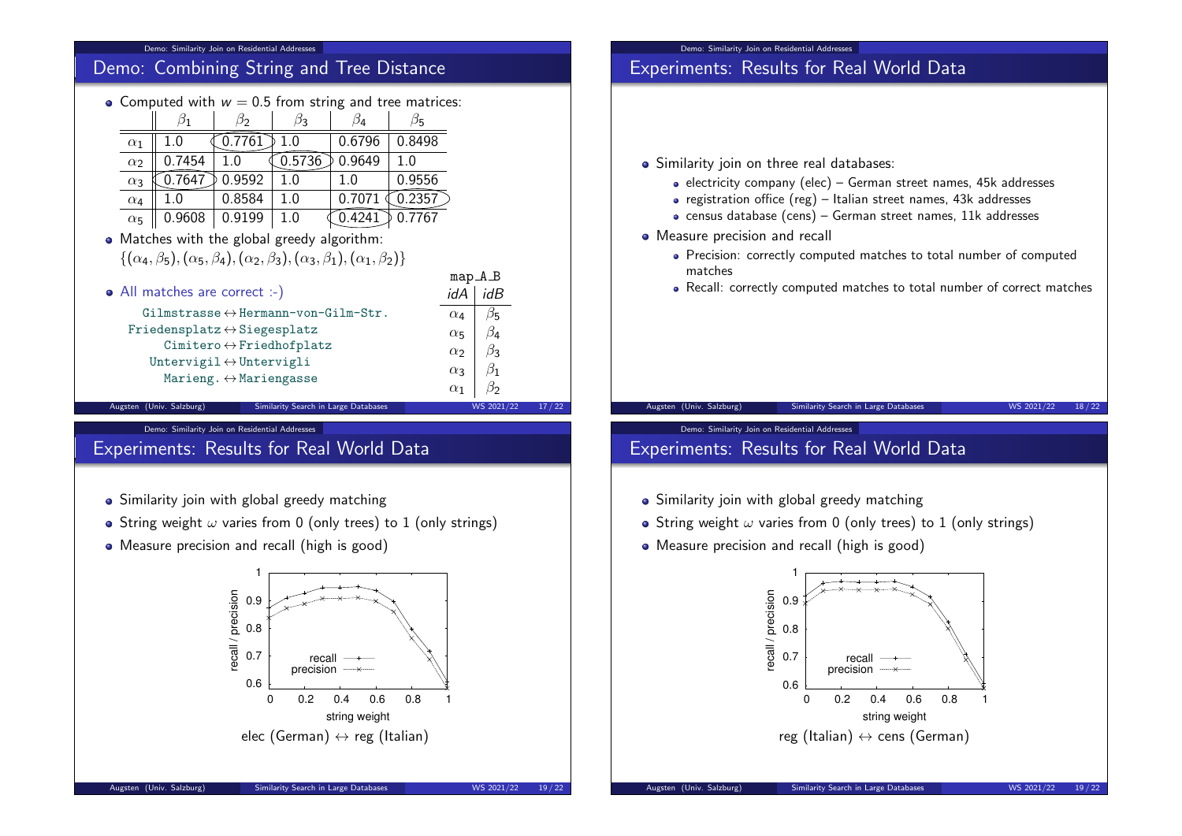## Demo: Combining String and Tree Distance

- Computed with $w = 0.5$ from string and tree matrices:

| | $\beta_1$ | $\beta_2$ | $\beta_3$ | $\beta_4$ | $\beta_5$ |
|---|---|---|---|---|---|
| $\alpha_1$ | 1.0 | 0.7761 | 1.0 | 0.6796 | 0.8498 |
| $\alpha_2$ | 0.7454 | 1.0 | 0.5736 | 0.9649 | 1.0 |
| $\alpha_3$ | 0.7647 | 0.9592 | 1.0 | 1.0 | 0.9556 |
| $\alpha_4$ | 1.0 | 0.8584 | 1.0 | 0.7071 | 0.2357 |
| $\alpha_5$ | 0.9608 | 0.9199 | 1.0 | 0.4241 | 0.7767 |

- Matches with the global greedy algorithm:
  $\{(\alpha_4, \beta_5), (\alpha_5, \beta_4), (\alpha_2, \beta_3), (\alpha_3, \beta_1), (\alpha_1, \beta_2)\}$

- All matches are correct :-)

```
    Gilmstrasse ↔ Hermann-von-Gilm-Str.
Friedensplatz ↔ Siegesplatz
      Cimitero ↔ Friedhofplatz
    Untervigil ↔ Untervigli
      Marieng. ↔ Mariengasse
```

map_A_B

| *idA* | *idB* |
|---|---|
| $\alpha_4$ | $\beta_5$ |
| $\alpha_5$ | $\beta_4$ |
| $\alpha_2$ | $\beta_3$ |
| $\alpha_3$ | $\beta_1$ |
| $\alpha_1$ | $\beta_2$ |

## Experiments: Results for Real World Data

- Similarity join on three real databases:
  - electricity company (elec) – German street names, 45k addresses
  - registration office (reg) – Italian street names, 43k addresses
  - census database (cens) – German street names, 11k addresses
- Measure precision and recall
  - Precision: correctly computed matches to total number of computed matches
  - Recall: correctly computed matches to total number of correct matches

## Experiments: Results for Real World Data

- Similarity join with global greedy matching
- String weight $\omega$ varies from 0 (only trees) to 1 (only strings)
- Measure precision and recall (high is good)

elec (German) ↔ reg (Italian)

## Experiments: Results for Real World Data

- Similarity join with global greedy matching
- String weight $\omega$ varies from 0 (only trees) to 1 (only strings)
- Measure precision and recall (high is good)

reg (Italian) ↔ cens (German)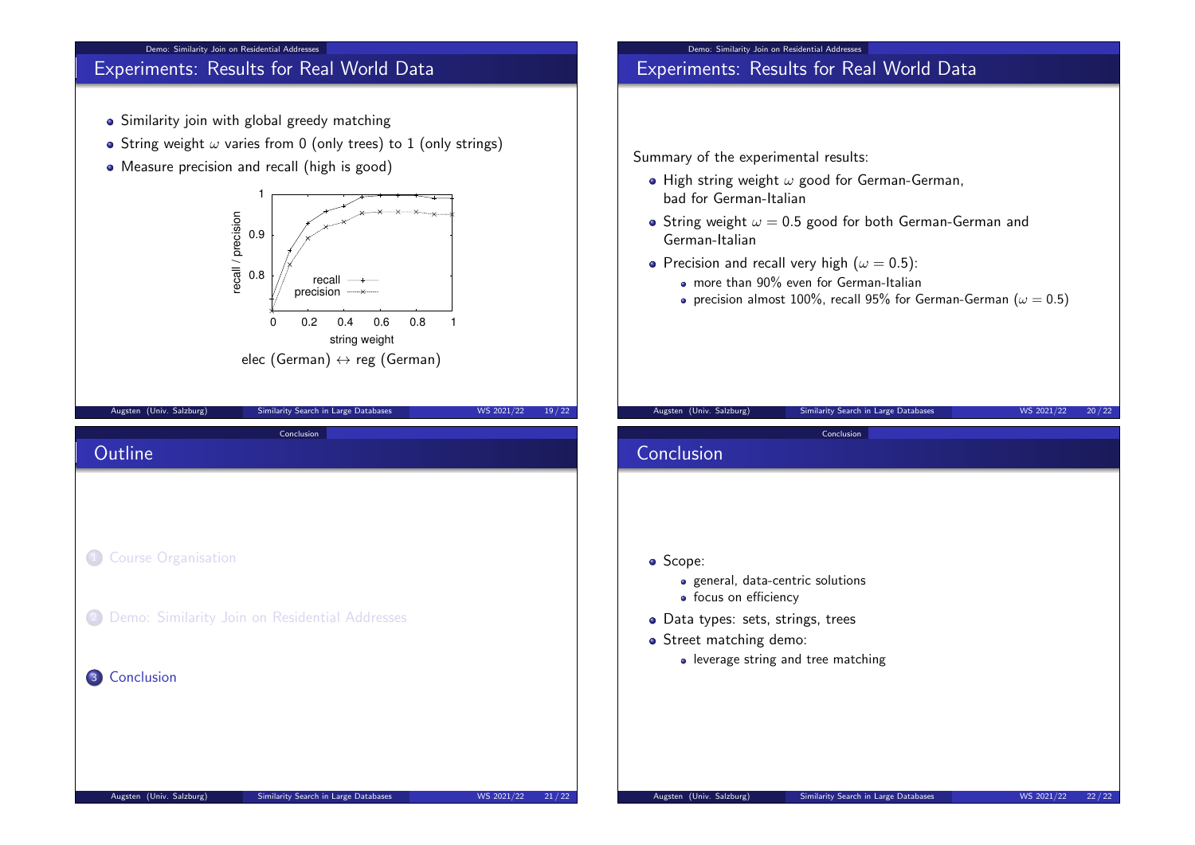## Experiments: Results for Real World Data

- Similarity join with global greedy matching
- String weight $\omega$ varies from 0 (only trees) to 1 (only strings)
- Measure precision and recall (high is good)

recall / precision
1
0.9
0.8
recall
precision
0
0.2
0.4
0.6
0.8
1
string weight

elec (German) $\leftrightarrow$ reg (German)

## Experiments: Results for Real World Data

Summary of the experimental results:

- High string weight $\omega$ good for German-German, bad for German-Italian
- String weight $\omega = 0.5$ good for both German-German and German-Italian
- Precision and recall very high ($\omega = 0.5$):
  - more than 90% even for German-Italian
  - precision almost 100%, recall 95% for German-German ($\omega = 0.5$)

## Outline

1. Course Organisation
2. Demo: Similarity Join on Residential Addresses
3. Conclusion

## Conclusion

- Scope:
  - general, data-centric solutions
  - focus on efficiency
- Data types: sets, strings, trees
- Street matching demo:
  - leverage string and tree matching